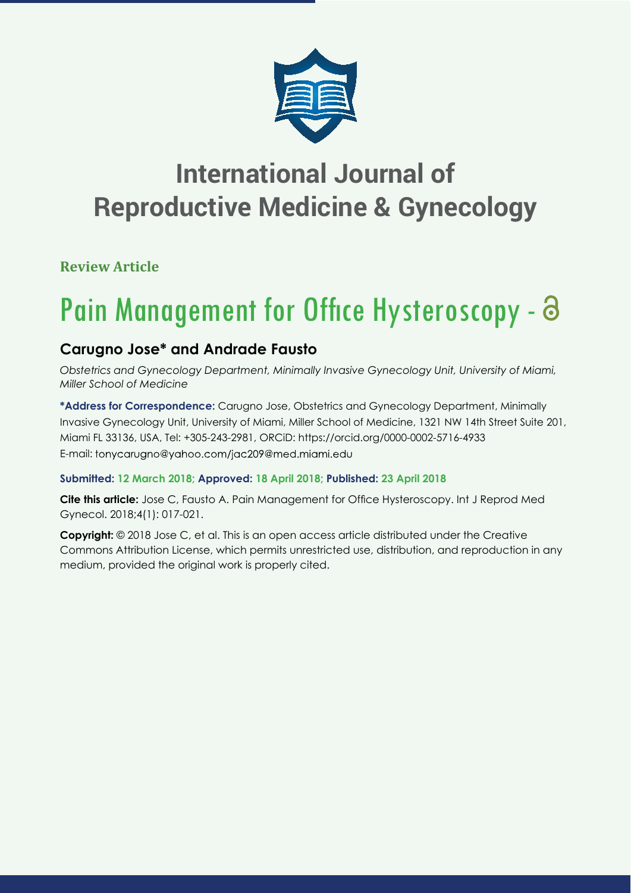# International Journal of Reproductive Medicine & Gynecology

**Review Article**

# Pain Management for Office Hysteroscopy -

## Carugno Jose* and Andrade Fausto

*Obstetrics and Gynecology Department, Minimally Invasive Gynecology Unit, University of Miami, Miller School of Medicine*

**\*Address for Correspondence:** Carugno Jose, Obstetrics and Gynecology Department, Minimally Invasive Gynecology Unit, University of Miami, Miller School of Medicine, 1321 NW 14th Street Suite 201, Miami FL 33136, USA, Tel: +305-243-2981, ORCiD: https://orcid.org/0000-0002-5716-4933
E-mail: tonycarugno@yahoo.com/jac209@med.miami.edu

**Submitted: 12 March 2018; Approved: 18 April 2018; Published: 23 April 2018**

**Cite this article:** Jose C, Fausto A. Pain Management for Office Hysteroscopy. Int J Reprod Med Gynecol. 2018;4(1): 017-021.

**Copyright:** © 2018 Jose C, et al. This is an open access article distributed under the Creative Commons Attribution License, which permits unrestricted use, distribution, and reproduction in any medium, provided the original work is properly cited.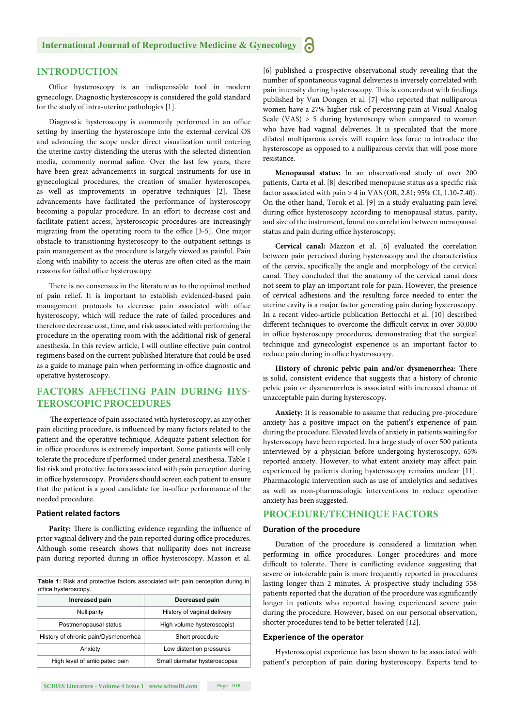## INTRODUCTION

Office hysteroscopy is an indispensable tool in modern gynecology. Diagnostic hysteroscopy is considered the gold standard for the study of intra-uterine pathologies [1].

Diagnostic hysteroscopy is commonly performed in an office setting by inserting the hysteroscope into the external cervical OS and advancing the scope under direct visualization until entering the uterine cavity distending the uterus with the selected distention media, commonly normal saline. Over the last few years, there have been great advancements in surgical instruments for use in gynecological procedures, the creation of smaller hysteroscopes, as well as improvements in operative techniques [2]. These advancements have facilitated the performance of hysteroscopy becoming a popular procedure. In an effort to decrease cost and facilitate patient access, hysteroscopic procedures are increasingly migrating from the operating room to the office [3-5]. One major obstacle to transitioning hysteroscopy to the outpatient settings is pain management as the procedure is largely viewed as painful. Pain along with inability to access the uterus are often cited as the main reasons for failed office hysteroscopy.

There is no consensus in the literature as to the optimal method of pain relief. It is important to establish evidenced-based pain management protocols to decrease pain associated with office hysteroscopy, which will reduce the rate of failed procedures and therefore decrease cost, time, and risk associated with performing the procedure in the operating room with the additional risk of general anesthesia. In this review article, I will outline effective pain control regimens based on the current published literature that could be used as a guide to manage pain when performing in-office diagnostic and operative hysteroscopy.

## FACTORS AFFECTING PAIN DURING HYSTEROSCOPIC PROCEDURES

The experience of pain associated with hysteroscopy, as any other pain eliciting procedure, is influenced by many factors related to the patient and the operative technique. Adequate patient selection for in office procedures is extremely important. Some patients will only tolerate the procedure if performed under general anesthesia. Table 1 list risk and protective factors associated with pain perception during in office hysteroscopy. Providers should screen each patient to ensure that the patient is a good candidate for in-office performance of the needed procedure.

### Patient related factors

**Parity:** There is conflicting evidence regarding the influence of prior vaginal delivery and the pain reported during office procedures. Although some research shows that nulliparity does not increase pain during reported during in office hysteroscopy. Masson et al. [6] published a prospective observational study revealing that the number of spontaneous vaginal deliveries is inversely correlated with pain intensity during hysteroscopy. This is concordant with findings published by Van Dongen et al. [7] who reported that nulliparous women have a 27% higher risk of perceiving pain at Visual Analog Scale (VAS) > 5 during hysteroscopy when compared to women who have had vaginal deliveries. It is speculated that the more dilated multiparous cervix will require less force to introduce the hysteroscope as opposed to a nulliparous cervix that will pose more resistance.

**Table 1:** Risk and protective factors associated with pain perception during in office hysteroscopy.

| Increased pain | Decreased pain |
|---|---|
| Nulliparity | History of vaginal delivery |
| Postmenopausal status | High volume hysteroscopist |
| History of chronic pain/Dysmenorrhea | Short procedure |
| Anxiety | Low distention pressures |
| High level of anticipated pain | Small diameter hysteroscopes |

**Menopausal status:** In an observational study of over 200 patients, Carta et al. [8] described menopause status as a specific risk factor associated with pain > 4 in VAS (OR, 2.81; 95% CI, 1.10-7.40). On the other hand, Torok et al. [9] in a study evaluating pain level during office hysteroscopy according to menopausal status, parity, and size of the instrument, found no correlation between menopausal status and pain during office hysteroscopy.

**Cervical canal:** Mazzon et al. [6] evaluated the correlation between pain perceived during hysteroscopy and the characteristics of the cervix, specifically the angle and morphology of the cervical canal. They concluded that the anatomy of the cervical canal does not seem to play an important role for pain. However, the presence of cervical adhesions and the resulting force needed to enter the uterine cavity is a major factor generating pain during hysteroscopy. In a recent video-article publication Bettocchi et al. [10] described different techniques to overcome the difficult cervix in over 30,000 in office hysteroscopy procedures, demonstrating that the surgical technique and gynecologist experience is an important factor to reduce pain during in office hysteroscopy.

**History of chronic pelvic pain and/or dysmenorrhea:** There is solid, consistent evidence that suggests that a history of chronic pelvic pain or dysmenorrhea is associated with increased chance of unacceptable pain during hysteroscopy.

**Anxiety:** It is reasonable to assume that reducing pre-procedure anxiety has a positive impact on the patient's experience of pain during the procedure. Elevated levels of anxiety in patients waiting for hysteroscopy have been reported. In a large study of over 500 patients interviewed by a physician before undergoing hysteroscopy, 65% reported anxiety. However, to what extent anxiety may affect pain experienced by patients during hysteroscopy remains unclear [11]. Pharmacologic intervention such as use of anxiolytics and sedatives as well as non-pharmacologic interventions to reduce operative anxiety has been suggested.

## PROCEDURE/TECHNIQUE FACTORS

### Duration of the procedure

Duration of the procedure is considered a limitation when performing in office procedures. Longer procedures and more difficult to tolerate. There is conflicting evidence suggesting that severe or intolerable pain is more frequently reported in procedures lasting longer than 2 minutes. A prospective study including 558 patients reported that the duration of the procedure was significantly longer in patients who reported having experienced severe pain during the procedure. However, based on our personal observation, shorter procedures tend to be better tolerated [12].

### Experience of the operator

Hysteroscopist experience has been shown to be associated with patient's perception of pain during hysteroscopy. Experts tend to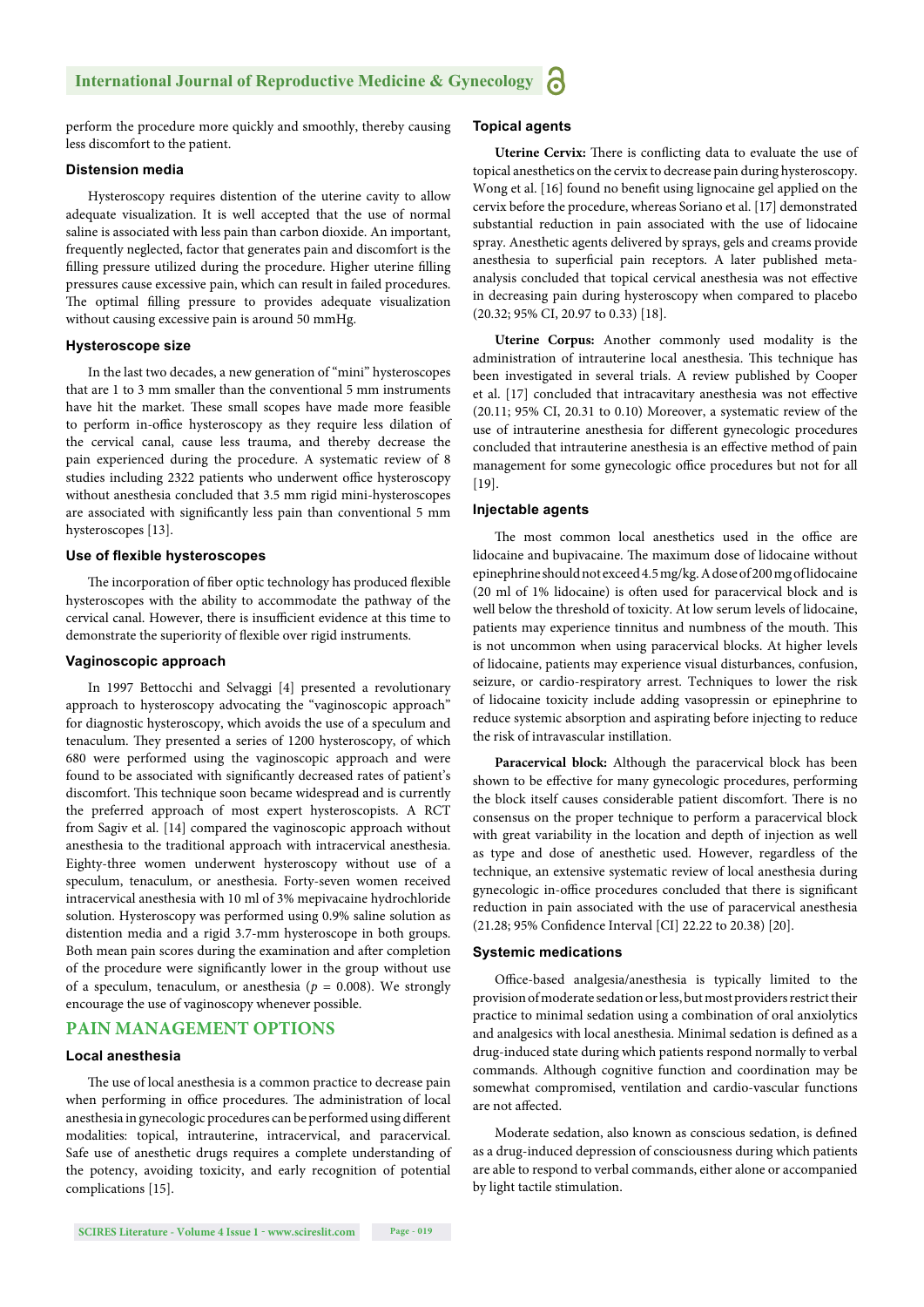perform the procedure more quickly and smoothly, thereby causing less discomfort to the patient.

### Distension media

Hysteroscopy requires distention of the uterine cavity to allow adequate visualization. It is well accepted that the use of normal saline is associated with less pain than carbon dioxide. An important, frequently neglected, factor that generates pain and discomfort is the filling pressure utilized during the procedure. Higher uterine filling pressures cause excessive pain, which can result in failed procedures. The optimal filling pressure to provides adequate visualization without causing excessive pain is around 50 mmHg.

### Hysteroscope size

In the last two decades, a new generation of "mini" hysteroscopes that are 1 to 3 mm smaller than the conventional 5 mm instruments have hit the market. These small scopes have made more feasible to perform in-office hysteroscopy as they require less dilation of the cervical canal, cause less trauma, and thereby decrease the pain experienced during the procedure. A systematic review of 8 studies including 2322 patients who underwent office hysteroscopy without anesthesia concluded that 3.5 mm rigid mini-hysteroscopes are associated with significantly less pain than conventional 5 mm hysteroscopes [13].

### Use of flexible hysteroscopes

The incorporation of fiber optic technology has produced flexible hysteroscopes with the ability to accommodate the pathway of the cervical canal. However, there is insufficient evidence at this time to demonstrate the superiority of flexible over rigid instruments.

### Vaginoscopic approach

In 1997 Bettocchi and Selvaggi [4] presented a revolutionary approach to hysteroscopy advocating the "vaginoscopic approach" for diagnostic hysteroscopy, which avoids the use of a speculum and tenaculum. They presented a series of 1200 hysteroscopy, of which 680 were performed using the vaginoscopic approach and were found to be associated with significantly decreased rates of patient's discomfort. This technique soon became widespread and is currently the preferred approach of most expert hysteroscopists. A RCT from Sagiv et al. [14] compared the vaginoscopic approach without anesthesia to the traditional approach with intracervical anesthesia. Eighty-three women underwent hysteroscopy without use of a speculum, tenaculum, or anesthesia. Forty-seven women received intracervical anesthesia with 10 ml of 3% mepivacaine hydrochloride solution. Hysteroscopy was performed using 0.9% saline solution as distention media and a rigid 3.7-mm hysteroscope in both groups. Both mean pain scores during the examination and after completion of the procedure were significantly lower in the group without use of a speculum, tenaculum, or anesthesia ($p$ = 0.008). We strongly encourage the use of vaginoscopy whenever possible.

## PAIN MANAGEMENT OPTIONS

### Local anesthesia

The use of local anesthesia is a common practice to decrease pain when performing in office procedures. The administration of local anesthesia in gynecologic procedures can be performed using different modalities: topical, intrauterine, intracervical, and paracervical. Safe use of anesthetic drugs requires a complete understanding of the potency, avoiding toxicity, and early recognition of potential complications [15].

### Topical agents

**Uterine Cervix:** There is conflicting data to evaluate the use of topical anesthetics on the cervix to decrease pain during hysteroscopy. Wong et al. [16] found no benefit using lignocaine gel applied on the cervix before the procedure, whereas Soriano et al. [17] demonstrated substantial reduction in pain associated with the use of lidocaine spray. Anesthetic agents delivered by sprays, gels and creams provide anesthesia to superficial pain receptors. A later published meta-analysis concluded that topical cervical anesthesia was not effective in decreasing pain during hysteroscopy when compared to placebo (20.32; 95% CI, 20.97 to 0.33) [18].

**Uterine Corpus:** Another commonly used modality is the administration of intrauterine local anesthesia. This technique has been investigated in several trials. A review published by Cooper et al. [17] concluded that intracavitary anesthesia was not effective (20.11; 95% CI, 20.31 to 0.10) Moreover, a systematic review of the use of intrauterine anesthesia for different gynecologic procedures concluded that intrauterine anesthesia is an effective method of pain management for some gynecologic office procedures but not for all [19].

### Injectable agents

The most common local anesthetics used in the office are lidocaine and bupivacaine. The maximum dose of lidocaine without epinephrine should not exceed 4.5 mg/kg. A dose of 200 mg of lidocaine (20 ml of 1% lidocaine) is often used for paracervical block and is well below the threshold of toxicity. At low serum levels of lidocaine, patients may experience tinnitus and numbness of the mouth. This is not uncommon when using paracervical blocks. At higher levels of lidocaine, patients may experience visual disturbances, confusion, seizure, or cardio-respiratory arrest. Techniques to lower the risk of lidocaine toxicity include adding vasopressin or epinephrine to reduce systemic absorption and aspirating before injecting to reduce the risk of intravascular instillation.

**Paracervical block:** Although the paracervical block has been shown to be effective for many gynecologic procedures, performing the block itself causes considerable patient discomfort. There is no consensus on the proper technique to perform a paracervical block with great variability in the location and depth of injection as well as type and dose of anesthetic used. However, regardless of the technique, an extensive systematic review of local anesthesia during gynecologic in-office procedures concluded that there is significant reduction in pain associated with the use of paracervical anesthesia (21.28; 95% Confidence Interval [CI] 22.22 to 20.38) [20].

### Systemic medications

Office-based analgesia/anesthesia is typically limited to the provision of moderate sedation or less, but most providers restrict their practice to minimal sedation using a combination of oral anxiolytics and analgesics with local anesthesia. Minimal sedation is defined as a drug-induced state during which patients respond normally to verbal commands. Although cognitive function and coordination may be somewhat compromised, ventilation and cardio-vascular functions are not affected.

Moderate sedation, also known as conscious sedation, is defined as a drug-induced depression of consciousness during which patients are able to respond to verbal commands, either alone or accompanied by light tactile stimulation.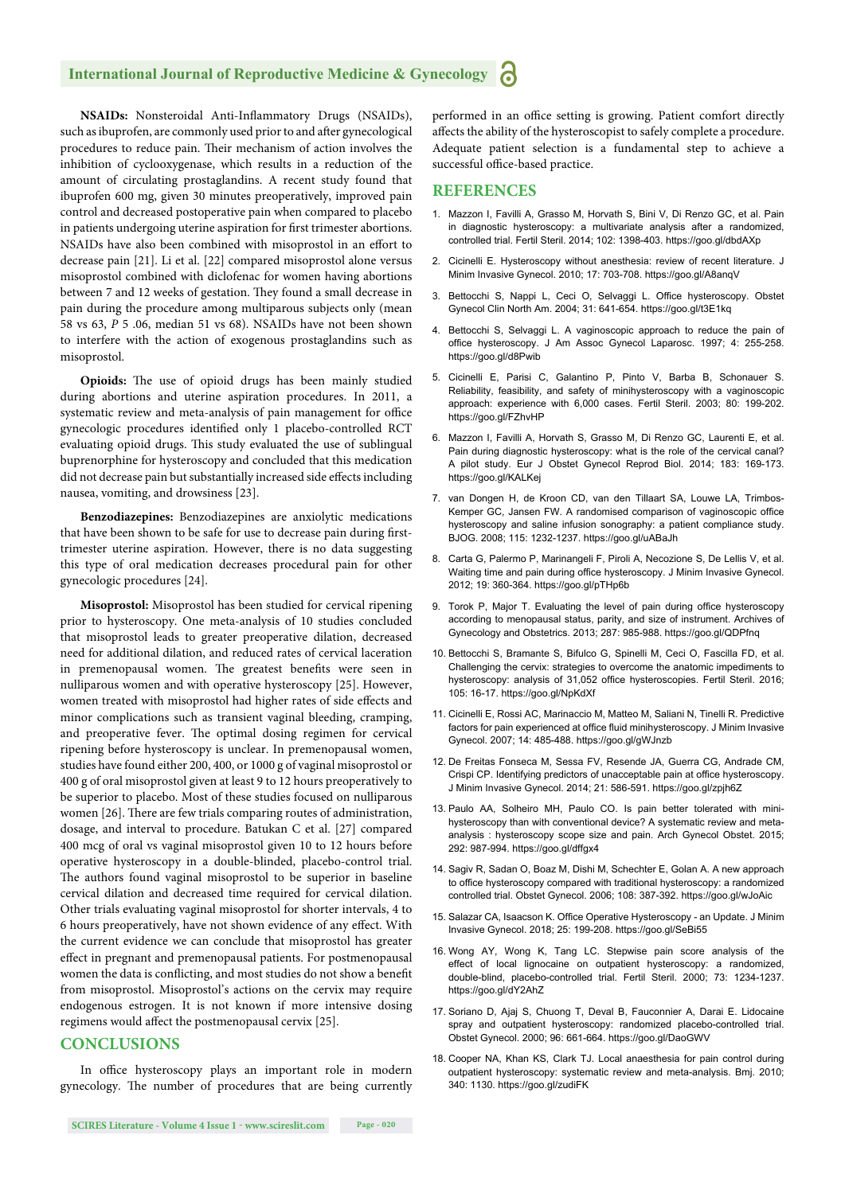**NSAIDs:** Nonsteroidal Anti-Inflammatory Drugs (NSAIDs), such as ibuprofen, are commonly used prior to and after gynecological procedures to reduce pain. Their mechanism of action involves the inhibition of cyclooxygenase, which results in a reduction of the amount of circulating prostaglandins. A recent study found that ibuprofen 600 mg, given 30 minutes preoperatively, improved pain control and decreased postoperative pain when compared to placebo in patients undergoing uterine aspiration for first trimester abortions. NSAIDs have also been combined with misoprostol in an effort to decrease pain [21]. Li et al. [22] compared misoprostol alone versus misoprostol combined with diclofenac for women having abortions between 7 and 12 weeks of gestation. They found a small decrease in pain during the procedure among multiparous subjects only (mean 58 vs 63, *P* 5 .06, median 51 vs 68). NSAIDs have not been shown to interfere with the action of exogenous prostaglandins such as misoprostol.

**Opioids:** The use of opioid drugs has been mainly studied during abortions and uterine aspiration procedures. In 2011, a systematic review and meta-analysis of pain management for office gynecologic procedures identified only 1 placebo-controlled RCT evaluating opioid drugs. This study evaluated the use of sublingual buprenorphine for hysteroscopy and concluded that this medication did not decrease pain but substantially increased side effects including nausea, vomiting, and drowsiness [23].

**Benzodiazepines:** Benzodiazepines are anxiolytic medications that have been shown to be safe for use to decrease pain during first-trimester uterine aspiration. However, there is no data suggesting this type of oral medication decreases procedural pain for other gynecologic procedures [24].

**Misoprostol:** Misoprostol has been studied for cervical ripening prior to hysteroscopy. One meta-analysis of 10 studies concluded that misoprostol leads to greater preoperative dilation, decreased need for additional dilation, and reduced rates of cervical laceration in premenopausal women. The greatest benefits were seen in nulliparous women and with operative hysteroscopy [25]. However, women treated with misoprostol had higher rates of side effects and minor complications such as transient vaginal bleeding, cramping, and preoperative fever. The optimal dosing regimen for cervical ripening before hysteroscopy is unclear. In premenopausal women, studies have found either 200, 400, or 1000 g of vaginal misoprostol or 400 g of oral misoprostol given at least 9 to 12 hours preoperatively to be superior to placebo. Most of these studies focused on nulliparous women [26]. There are few trials comparing routes of administration, dosage, and interval to procedure. Batukan C et al. [27] compared 400 mcg of oral vs vaginal misoprostol given 10 to 12 hours before operative hysteroscopy in a double-blinded, placebo-control trial. The authors found vaginal misoprostol to be superior in baseline cervical dilation and decreased time required for cervical dilation. Other trials evaluating vaginal misoprostol for shorter intervals, 4 to 6 hours preoperatively, have not shown evidence of any effect. With the current evidence we can conclude that misoprostol has greater effect in pregnant and premenopausal patients. For postmenopausal women the data is conflicting, and most studies do not show a benefit from misoprostol. Misoprostol's actions on the cervix may require endogenous estrogen. It is not known if more intensive dosing regimens would affect the postmenopausal cervix [25].

## CONCLUSIONS

In office hysteroscopy plays an important role in modern gynecology. The number of procedures that are being currently performed in an office setting is growing. Patient comfort directly affects the ability of the hysteroscopist to safely complete a procedure. Adequate patient selection is a fundamental step to achieve a successful office-based practice.

## REFERENCES

1. Mazzon I, Favilli A, Grasso M, Horvath S, Bini V, Di Renzo GC, et al. Pain in diagnostic hysteroscopy: a multivariate analysis after a randomized, controlled trial. Fertil Steril. 2014; 102: 1398-403. https://goo.gl/dbdAXp
2. Cicinelli E. Hysteroscopy without anesthesia: review of recent literature. J Minim Invasive Gynecol. 2010; 17: 703-708. https://goo.gl/A8anqV
3. Bettocchi S, Nappi L, Ceci O, Selvaggi L. Office hysteroscopy. Obstet Gynecol Clin North Am. 2004; 31: 641-654. https://goo.gl/t3E1kq
4. Bettocchi S, Selvaggi L. A vaginoscopic approach to reduce the pain of office hysteroscopy. J Am Assoc Gynecol Laparosc. 1997; 4: 255-258. https://goo.gl/d8Pwib
5. Cicinelli E, Parisi C, Galantino P, Pinto V, Barba B, Schonauer S. Reliability, feasibility, and safety of minihysteroscopy with a vaginoscopic approach: experience with 6,000 cases. Fertil Steril. 2003; 80: 199-202. https://goo.gl/FZhvHP
6. Mazzon I, Favilli A, Horvath S, Grasso M, Di Renzo GC, Laurenti E, et al. Pain during diagnostic hysteroscopy: what is the role of the cervical canal? A pilot study. Eur J Obstet Gynecol Reprod Biol. 2014; 183: 169-173. https://goo.gl/KALKej
7. van Dongen H, de Kroon CD, van den Tillaart SA, Louwe LA, Trimbos-Kemper GC, Jansen FW. A randomised comparison of vaginoscopic office hysteroscopy and saline infusion sonography: a patient compliance study. BJOG. 2008; 115: 1232-1237. https://goo.gl/uABaJh
8. Carta G, Palermo P, Marinangeli F, Piroli A, Necozione S, De Lellis V, et al. Waiting time and pain during office hysteroscopy. J Minim Invasive Gynecol. 2012; 19: 360-364. https://goo.gl/pTHp6b
9. Torok P, Major T. Evaluating the level of pain during office hysteroscopy according to menopausal status, parity, and size of instrument. Archives of Gynecology and Obstetrics. 2013; 287: 985-988. https://goo.gl/QDPfnq
10. Bettocchi S, Bramante S, Bifulco G, Spinelli M, Ceci O, Fascilla FD, et al. Challenging the cervix: strategies to overcome the anatomic impediments to hysteroscopy: analysis of 31,052 office hysteroscopies. Fertil Steril. 2016; 105: 16-17. https://goo.gl/NpKdXf
11. Cicinelli E, Rossi AC, Marinaccio M, Matteo M, Saliani N, Tinelli R. Predictive factors for pain experienced at office fluid minihysteroscopy. J Minim Invasive Gynecol. 2007; 14: 485-488. https://goo.gl/gWJnzb
12. De Freitas Fonseca M, Sessa FV, Resende JA, Guerra CG, Andrade CM, Crispi CP. Identifying predictors of unacceptable pain at office hysteroscopy. J Minim Invasive Gynecol. 2014; 21: 586-591. https://goo.gl/zpjh6Z
13. Paulo AA, Solheiro MH, Paulo CO. Is pain better tolerated with mini-hysteroscopy than with conventional device? A systematic review and meta-analysis : hysteroscopy scope size and pain. Arch Gynecol Obstet. 2015; 292: 987-994. https://goo.gl/dffgx4
14. Sagiv R, Sadan O, Boaz M, Dishi M, Schechter E, Golan A. A new approach to office hysteroscopy compared with traditional hysteroscopy: a randomized controlled trial. Obstet Gynecol. 2006; 108: 387-392. https://goo.gl/wJoAic
15. Salazar CA, Isaacson K. Office Operative Hysteroscopy - an Update. J Minim Invasive Gynecol. 2018; 25: 199-208. https://goo.gl/SeBi55
16. Wong AY, Wong K, Tang LC. Stepwise pain score analysis of the effect of local lignocaine on outpatient hysteroscopy: a randomized, double-blind, placebo-controlled trial. Fertil Steril. 2000; 73: 1234-1237. https://goo.gl/dY2AhZ
17. Soriano D, Ajaj S, Chuong T, Deval B, Fauconnier A, Darai E. Lidocaine spray and outpatient hysteroscopy: randomized placebo-controlled trial. Obstet Gynecol. 2000; 96: 661-664. https://goo.gl/DaoGWV
18. Cooper NA, Khan KS, Clark TJ. Local anaesthesia for pain control during outpatient hysteroscopy: systematic review and meta-analysis. Bmj. 2010; 340: 1130. https://goo.gl/zudiFK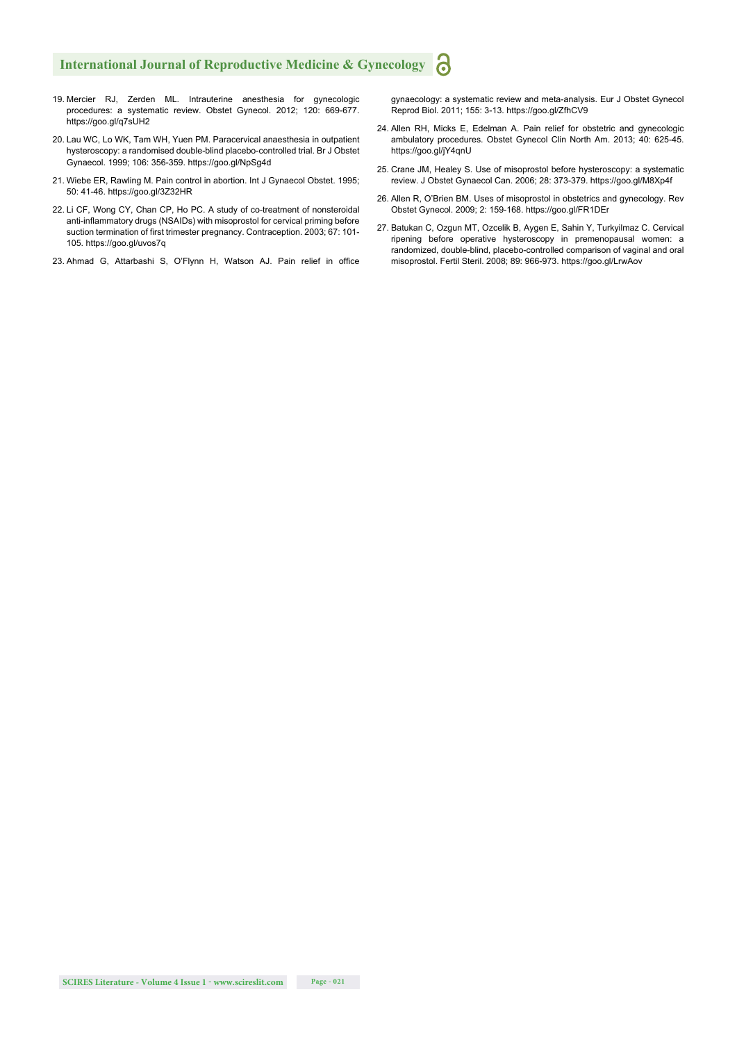19. Mercier RJ, Zerden ML. Intrauterine anesthesia for gynecologic procedures: a systematic review. Obstet Gynecol. 2012; 120: 669-677. https://goo.gl/q7sUH2

20. Lau WC, Lo WK, Tam WH, Yuen PM. Paracervical anaesthesia in outpatient hysteroscopy: a randomised double-blind placebo-controlled trial. Br J Obstet Gynaecol. 1999; 106: 356-359. https://goo.gl/NpSg4d

21. Wiebe ER, Rawling M. Pain control in abortion. Int J Gynaecol Obstet. 1995; 50: 41-46. https://goo.gl/3Z32HR

22. Li CF, Wong CY, Chan CP, Ho PC. A study of co-treatment of nonsteroidal anti-inflammatory drugs (NSAIDs) with misoprostol for cervical priming before suction termination of first trimester pregnancy. Contraception. 2003; 67: 101-105. https://goo.gl/uvos7q

23. Ahmad G, Attarbashi S, O'Flynn H, Watson AJ. Pain relief in office gynaecology: a systematic review and meta-analysis. Eur J Obstet Gynecol Reprod Biol. 2011; 155: 3-13. https://goo.gl/ZfhCV9

24. Allen RH, Micks E, Edelman A. Pain relief for obstetric and gynecologic ambulatory procedures. Obstet Gynecol Clin North Am. 2013; 40: 625-45. https://goo.gl/jY4qnU

25. Crane JM, Healey S. Use of misoprostol before hysteroscopy: a systematic review. J Obstet Gynaecol Can. 2006; 28: 373-379. https://goo.gl/M8Xp4f

26. Allen R, O'Brien BM. Uses of misoprostol in obstetrics and gynecology. Rev Obstet Gynecol. 2009; 2: 159-168. https://goo.gl/FR1DEr

27. Batukan C, Ozgun MT, Ozcelik B, Aygen E, Sahin Y, Turkyilmaz C. Cervical ripening before operative hysteroscopy in premenopausal women: a randomized, double-blind, placebo-controlled comparison of vaginal and oral misoprostol. Fertil Steril. 2008; 89: 966-973. https://goo.gl/LrwAov